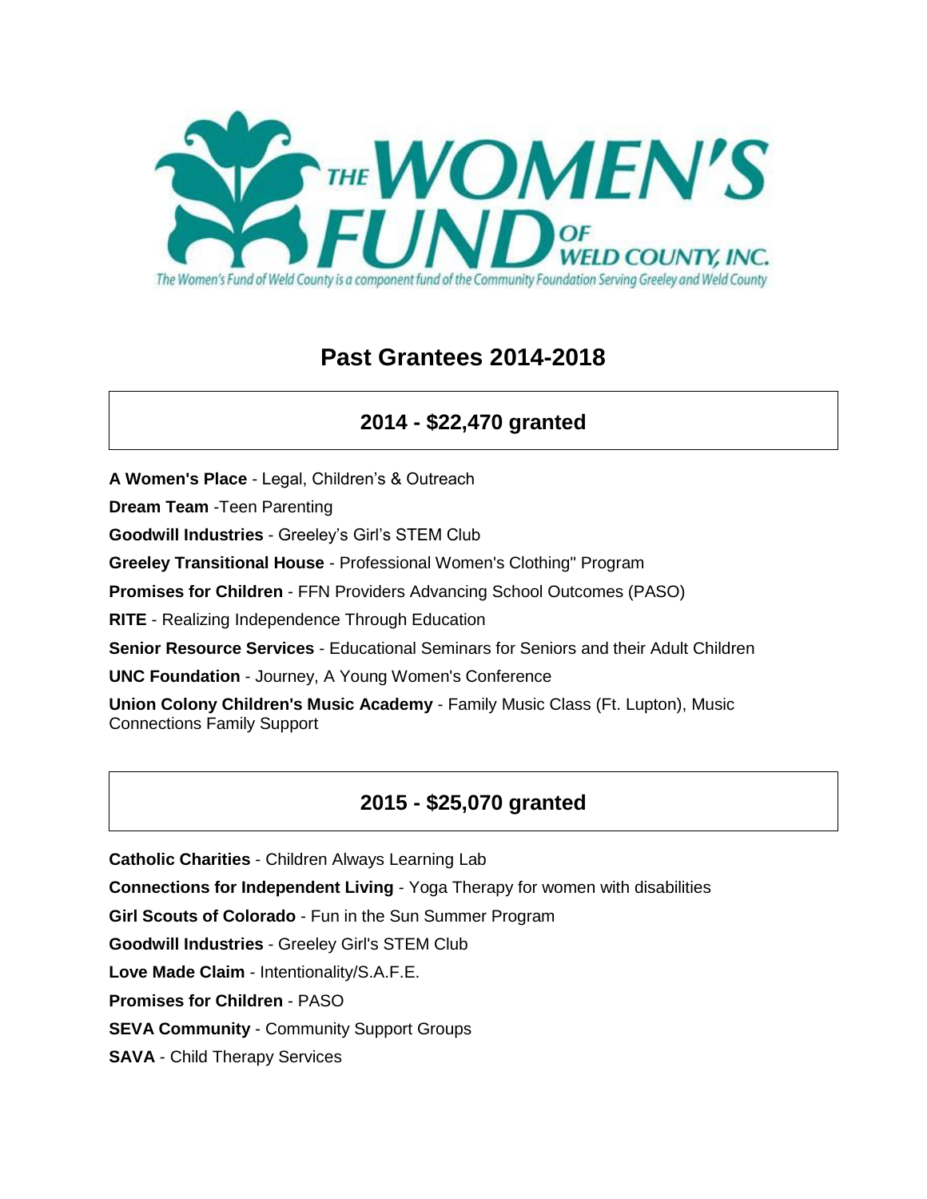THE WOMEN'S FUND OF WELD COUNTY, INC.

The Women's Fund of Weld County is a component fund of the Community Foundation Serving Greeley and Weld County

# Past Grantees 2014-2018

## 2014 - $22,470 granted

**A Women's Place** - Legal, Children's & Outreach

**Dream Team** -Teen Parenting

**Goodwill Industries** - Greeley's Girl's STEM Club

**Greeley Transitional House** - Professional Women's Clothing" Program

**Promises for Children** - FFN Providers Advancing School Outcomes (PASO)

**RITE** - Realizing Independence Through Education

**Senior Resource Services** - Educational Seminars for Seniors and their Adult Children

**UNC Foundation** - Journey, A Young Women's Conference

**Union Colony Children's Music Academy** - Family Music Class (Ft. Lupton), Music Connections Family Support

## 2015 - $25,070 granted

**Catholic Charities** - Children Always Learning Lab

**Connections for Independent Living** - Yoga Therapy for women with disabilities

**Girl Scouts of Colorado** - Fun in the Sun Summer Program

**Goodwill Industries** - Greeley Girl's STEM Club

**Love Made Claim** - Intentionality/S.A.F.E.

**Promises for Children** - PASO

**SEVA Community** - Community Support Groups

**SAVA** - Child Therapy Services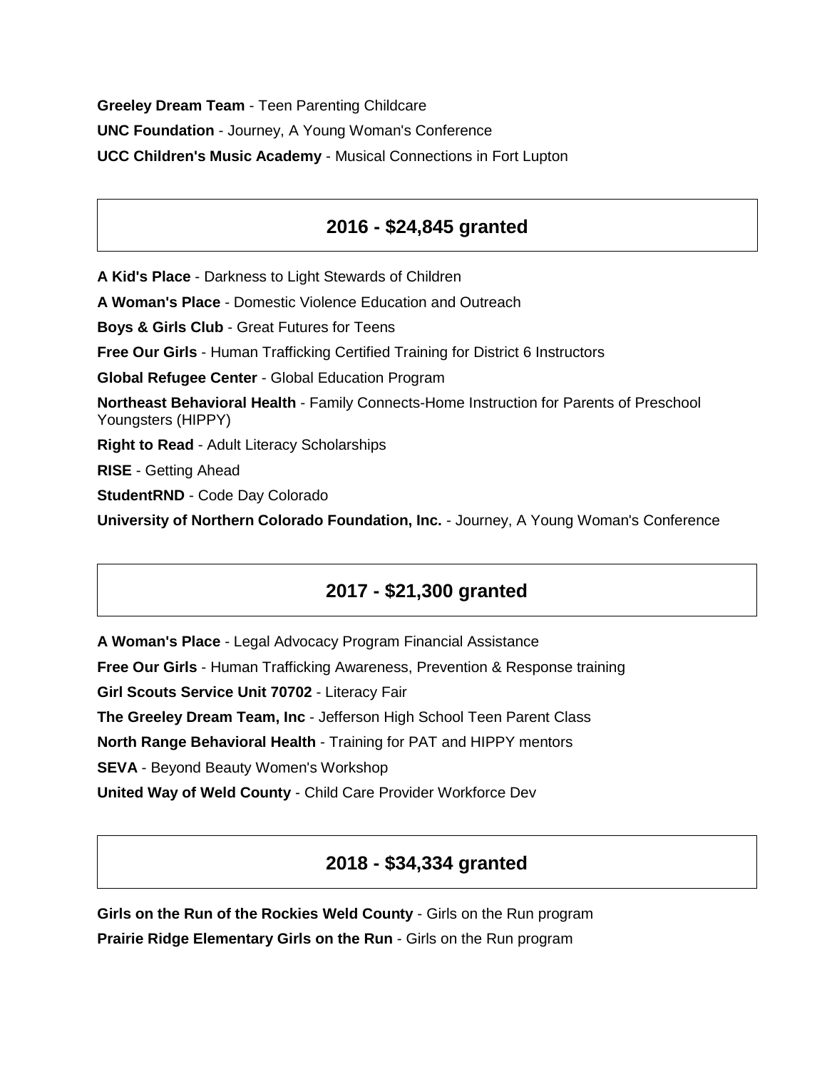**Greeley Dream Team** - Teen Parenting Childcare

**UNC Foundation** - Journey, A Young Woman's Conference

**UCC Children's Music Academy** - Musical Connections in Fort Lupton

## 2016 - $24,845 granted

**A Kid's Place** - Darkness to Light Stewards of Children

**A Woman's Place** - Domestic Violence Education and Outreach

**Boys & Girls Club** - Great Futures for Teens

**Free Our Girls** - Human Trafficking Certified Training for District 6 Instructors

**Global Refugee Center** - Global Education Program

**Northeast Behavioral Health** - Family Connects-Home Instruction for Parents of Preschool Youngsters (HIPPY)

**Right to Read** - Adult Literacy Scholarships

**RISE** - Getting Ahead

**StudentRND** - Code Day Colorado

**University of Northern Colorado Foundation, Inc.** - Journey, A Young Woman's Conference

## 2017 - $21,300 granted

**A Woman's Place** - Legal Advocacy Program Financial Assistance

**Free Our Girls** - Human Trafficking Awareness, Prevention & Response training

**Girl Scouts Service Unit 70702** - Literacy Fair

**The Greeley Dream Team, Inc** - Jefferson High School Teen Parent Class

**North Range Behavioral Health** - Training for PAT and HIPPY mentors

**SEVA** - Beyond Beauty Women's Workshop

**United Way of Weld County** - Child Care Provider Workforce Dev

## 2018 - $34,334 granted

**Girls on the Run of the Rockies Weld County** - Girls on the Run program

**Prairie Ridge Elementary Girls on the Run** - Girls on the Run program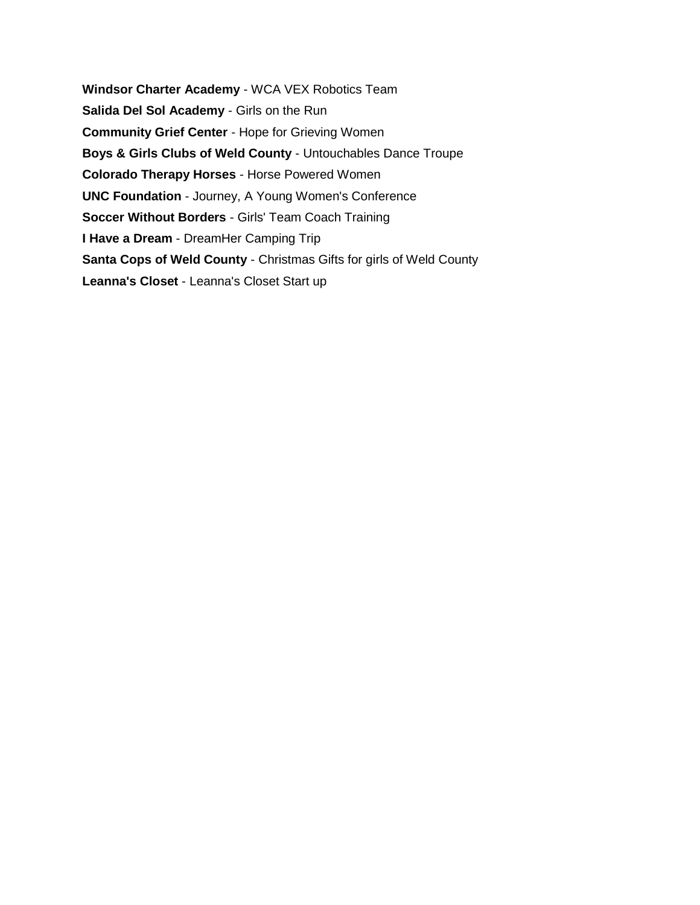**Windsor Charter Academy** - WCA VEX Robotics Team

**Salida Del Sol Academy** - Girls on the Run

**Community Grief Center** - Hope for Grieving Women

**Boys & Girls Clubs of Weld County** - Untouchables Dance Troupe

**Colorado Therapy Horses** - Horse Powered Women

**UNC Foundation** - Journey, A Young Women's Conference

**Soccer Without Borders** - Girls' Team Coach Training

**I Have a Dream** - DreamHer Camping Trip

**Santa Cops of Weld County** - Christmas Gifts for girls of Weld County

**Leanna's Closet** - Leanna's Closet Start up